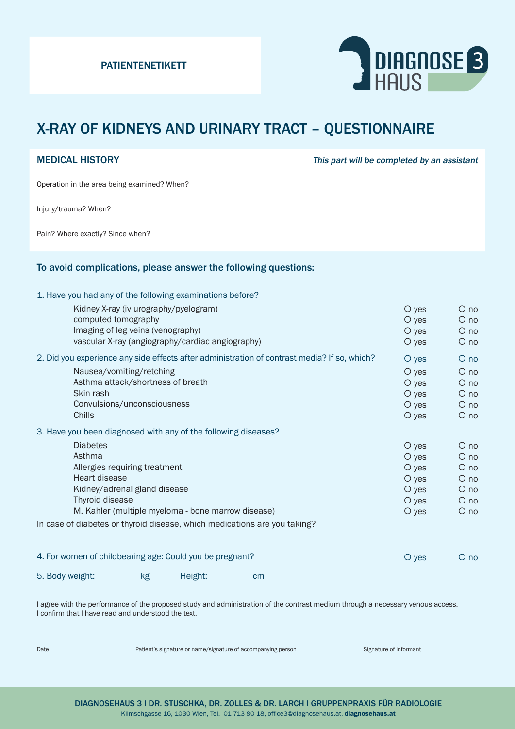PATIENTENETIKETT

DIAGNOSE 3 HAUS

# X-RAY OF KIDNEYS AND URINARY TRACT – QUESTIONNAIRE

## MEDICAL HISTORY

*This part will be completed by an assistant*

Operation in the area being examined? When?

Injury/trauma? When?

Pain? Where exactly? Since when?

## To avoid complications, please answer the following questions:

1. Have you had any of the following examinations before?

| | | |
|---|---|---|
| Kidney X-ray (iv urography/pyelogram) | O yes | O no |
| computed tomography | O yes | O no |
| Imaging of leg veins (venography) | O yes | O no |
| vascular X-ray (angiography/cardiac angiography) | O yes | O no |

2. Did you experience any side effects after administration of contrast media? If so, which? O yes O no

| | | |
|---|---|---|
| Nausea/vomiting/retching | O yes | O no |
| Asthma attack/shortness of breath | O yes | O no |
| Skin rash | O yes | O no |
| Convulsions/unconsciousness | O yes | O no |
| Chills | O yes | O no |

3. Have you been diagnosed with any of the following diseases?

| | | |
|---|---|---|
| Diabetes | O yes | O no |
| Asthma | O yes | O no |
| Allergies requiring treatment | O yes | O no |
| Heart disease | O yes | O no |
| Kidney/adrenal gland disease | O yes | O no |
| Thyroid disease | O yes | O no |
| M. Kahler (multiple myeloma - bone marrow disease) | O yes | O no |

In case of diabetes or thyroid disease, which medications are you taking?

4. For women of childbearing age: Could you be pregnant? O yes O no

5. Body weight: kg Height: cm

I agree with the performance of the proposed study and administration of the contrast medium through a necessary venous access.
I confirm that I have read and understood the text.

Date | Patient's signature or name/signature of accompanying person | Signature of informant

**DIAGNOSEHAUS 3 I DR. STUSCHKA, DR. ZOLLES & DR. LARCH I GRUPPENPRAXIS FÜR RADIOLOGIE**
Klimschgasse 16, 1030 Wien, Tel. 01 713 80 18, office3@diagnosehaus.at, **diagnosehaus.at**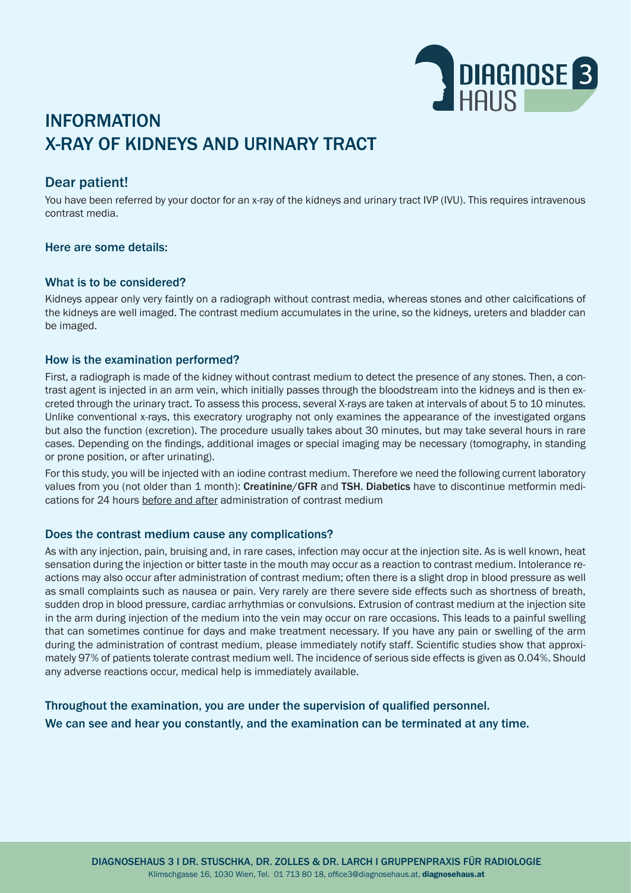# INFORMATION
# X-RAY OF KIDNEYS AND URINARY TRACT

## Dear patient!

You have been referred by your doctor for an x-ray of the kidneys and urinary tract IVP (IVU). This requires intravenous contrast media.

### Here are some details:

### What is to be considered?

Kidneys appear only very faintly on a radiograph without contrast media, whereas stones and other calcifications of the kidneys are well imaged. The contrast medium accumulates in the urine, so the kidneys, ureters and bladder can be imaged.

### How is the examination performed?

First, a radiograph is made of the kidney without contrast medium to detect the presence of any stones. Then, a contrast agent is injected in an arm vein, which initially passes through the bloodstream into the kidneys and is then excreted through the urinary tract. To assess this process, several X-rays are taken at intervals of about 5 to 10 minutes. Unlike conventional x-rays, this execratory urography not only examines the appearance of the investigated organs but also the function (excretion). The procedure usually takes about 30 minutes, but may take several hours in rare cases. Depending on the findings, additional images or special imaging may be necessary (tomography, in standing or prone position, or after urinating).

For this study, you will be injected with an iodine contrast medium. Therefore we need the following current laboratory values from you (not older than 1 month): **Creatinine/GFR** and **TSH. Diabetics** have to discontinue metformin medications for 24 hours <u>before and after</u> administration of contrast medium

### Does the contrast medium cause any complications?

As with any injection, pain, bruising and, in rare cases, infection may occur at the injection site. As is well known, heat sensation during the injection or bitter taste in the mouth may occur as a reaction to contrast medium. Intolerance reactions may also occur after administration of contrast medium; often there is a slight drop in blood pressure as well as small complaints such as nausea or pain. Very rarely are there severe side effects such as shortness of breath, sudden drop in blood pressure, cardiac arrhythmias or convulsions. Extrusion of contrast medium at the injection site in the arm during injection of the medium into the vein may occur on rare occasions. This leads to a painful swelling that can sometimes continue for days and make treatment necessary. If you have any pain or swelling of the arm during the administration of contrast medium, please immediately notify staff. Scientific studies show that approximately 97% of patients tolerate contrast medium well. The incidence of serious side effects is given as 0.04%. Should any adverse reactions occur, medical help is immediately available.

**Throughout the examination, you are under the supervision of qualified personnel.**
**We can see and hear you constantly, and the examination can be terminated at any time.**

DIAGNOSEHAUS 3 I DR. STUSCHKA, DR. ZOLLES & DR. LARCH I GRUPPENPRAXIS FÜR RADIOLOGIE
Klimschgasse 16, 1030 Wien, Tel. 01 713 80 18, office3@diagnosehaus.at, **diagnosehaus.at**